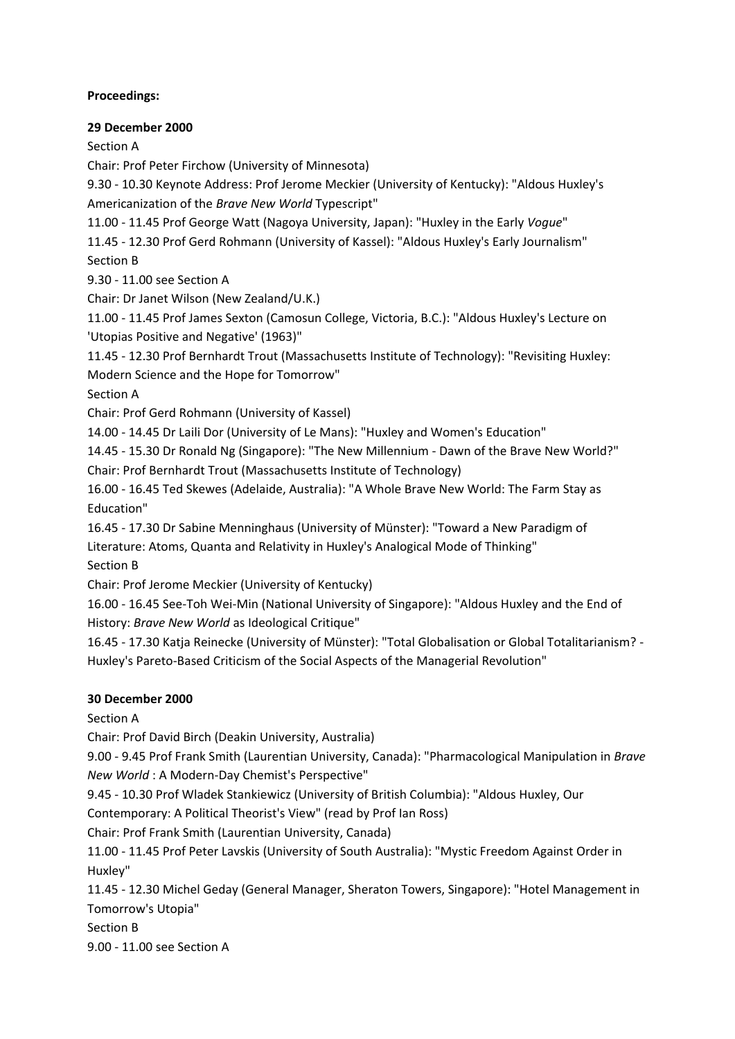**Proceedings:**

**29 December 2000**

Section A

Chair: Prof Peter Firchow (University of Minnesota)

9.30 - 10.30 Keynote Address: Prof Jerome Meckier (University of Kentucky): "Aldous Huxley's Americanization of the *Brave New World* Typescript"

11.00 - 11.45 Prof George Watt (Nagoya University, Japan): "Huxley in the Early *Vogue*"

11.45 - 12.30 Prof Gerd Rohmann (University of Kassel): "Aldous Huxley's Early Journalism"

Section B

9.30 - 11.00 see Section A

Chair: Dr Janet Wilson (New Zealand/U.K.)

11.00 - 11.45 Prof James Sexton (Camosun College, Victoria, B.C.): "Aldous Huxley's Lecture on 'Utopias Positive and Negative' (1963)"

11.45 - 12.30 Prof Bernhardt Trout (Massachusetts Institute of Technology): "Revisiting Huxley: Modern Science and the Hope for Tomorrow"

Section A

Chair: Prof Gerd Rohmann (University of Kassel)

14.00 - 14.45 Dr Laili Dor (University of Le Mans): "Huxley and Women's Education"

14.45 - 15.30 Dr Ronald Ng (Singapore): "The New Millennium - Dawn of the Brave New World?"

Chair: Prof Bernhardt Trout (Massachusetts Institute of Technology)

16.00 - 16.45 Ted Skewes (Adelaide, Australia): "A Whole Brave New World: The Farm Stay as Education"

16.45 - 17.30 Dr Sabine Menninghaus (University of Münster): "Toward a New Paradigm of Literature: Atoms, Quanta and Relativity in Huxley's Analogical Mode of Thinking"

Section B

Chair: Prof Jerome Meckier (University of Kentucky)

16.00 - 16.45 See-Toh Wei-Min (National University of Singapore): "Aldous Huxley and the End of History: *Brave New World* as Ideological Critique"

16.45 - 17.30 Katja Reinecke (University of Münster): "Total Globalisation or Global Totalitarianism? - Huxley's Pareto-Based Criticism of the Social Aspects of the Managerial Revolution"

**30 December 2000**

Section A

Chair: Prof David Birch (Deakin University, Australia)

9.00 - 9.45 Prof Frank Smith (Laurentian University, Canada): "Pharmacological Manipulation in *Brave New World* : A Modern-Day Chemist's Perspective"

9.45 - 10.30 Prof Wladek Stankiewicz (University of British Columbia): "Aldous Huxley, Our Contemporary: A Political Theorist's View" (read by Prof Ian Ross)

Chair: Prof Frank Smith (Laurentian University, Canada)

11.00 - 11.45 Prof Peter Lavskis (University of South Australia): "Mystic Freedom Against Order in Huxley"

11.45 - 12.30 Michel Geday (General Manager, Sheraton Towers, Singapore): "Hotel Management in Tomorrow's Utopia"

Section B

9.00 - 11.00 see Section A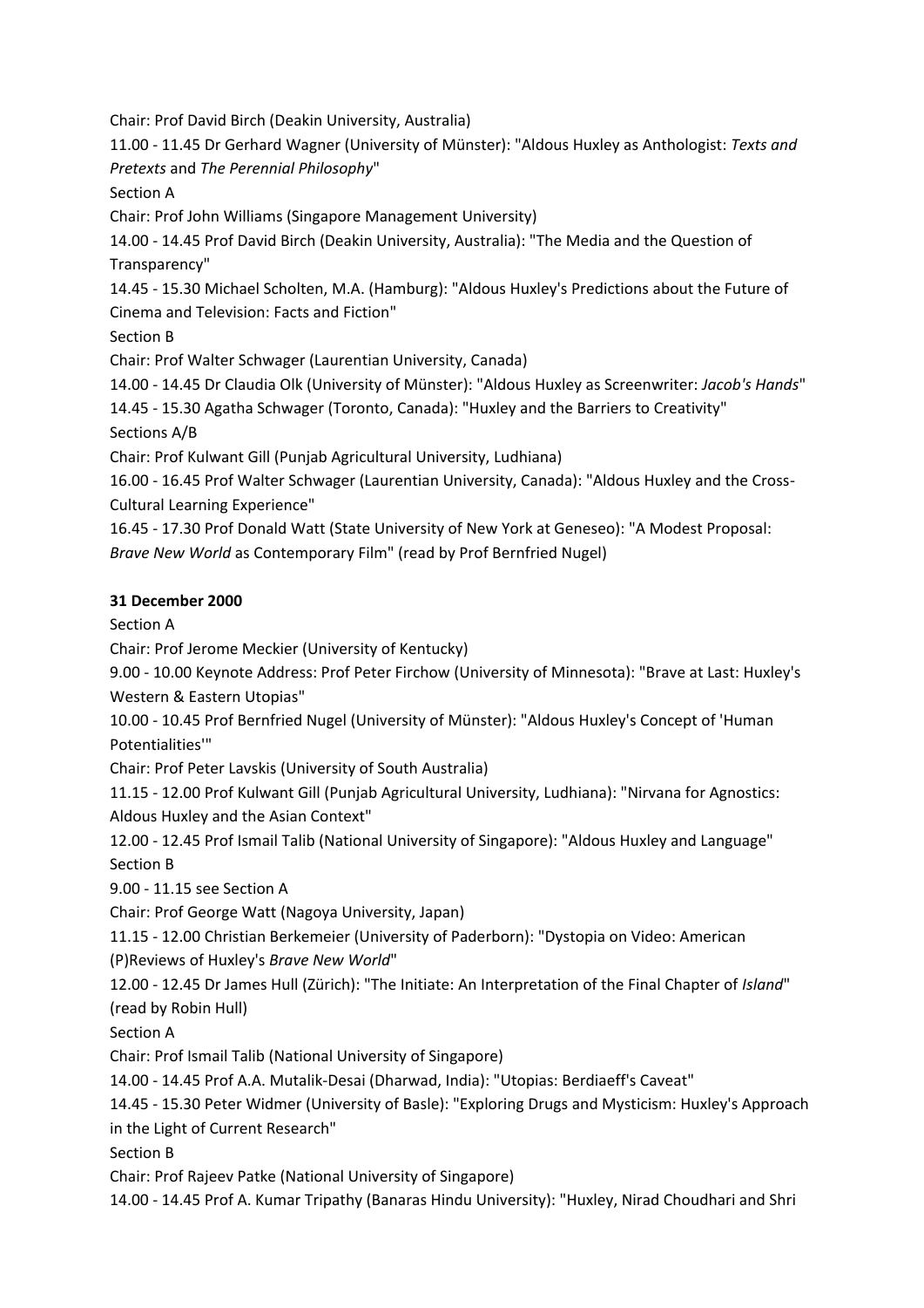Chair: Prof David Birch (Deakin University, Australia)

11.00 - 11.45 Dr Gerhard Wagner (University of Münster): "Aldous Huxley as Anthologist: *Texts and Pretexts* and *The Perennial Philosophy*"

Section A

Chair: Prof John Williams (Singapore Management University)

14.00 - 14.45 Prof David Birch (Deakin University, Australia): "The Media and the Question of Transparency"

14.45 - 15.30 Michael Scholten, M.A. (Hamburg): "Aldous Huxley's Predictions about the Future of Cinema and Television: Facts and Fiction"

Section B

Chair: Prof Walter Schwager (Laurentian University, Canada)

14.00 - 14.45 Dr Claudia Olk (University of Münster): "Aldous Huxley as Screenwriter: *Jacob's Hands*"

14.45 - 15.30 Agatha Schwager (Toronto, Canada): "Huxley and the Barriers to Creativity"

Sections A/B

Chair: Prof Kulwant Gill (Punjab Agricultural University, Ludhiana)

16.00 - 16.45 Prof Walter Schwager (Laurentian University, Canada): "Aldous Huxley and the Cross-Cultural Learning Experience"

16.45 - 17.30 Prof Donald Watt (State University of New York at Geneseo): "A Modest Proposal: *Brave New World* as Contemporary Film" (read by Prof Bernfried Nugel)

**31 December 2000**

Section A

Chair: Prof Jerome Meckier (University of Kentucky)

9.00 - 10.00 Keynote Address: Prof Peter Firchow (University of Minnesota): "Brave at Last: Huxley's Western & Eastern Utopias"

10.00 - 10.45 Prof Bernfried Nugel (University of Münster): "Aldous Huxley's Concept of 'Human Potentialities'"

Chair: Prof Peter Lavskis (University of South Australia)

11.15 - 12.00 Prof Kulwant Gill (Punjab Agricultural University, Ludhiana): "Nirvana for Agnostics: Aldous Huxley and the Asian Context"

12.00 - 12.45 Prof Ismail Talib (National University of Singapore): "Aldous Huxley and Language"

Section B

9.00 - 11.15 see Section A

Chair: Prof George Watt (Nagoya University, Japan)

11.15 - 12.00 Christian Berkemeier (University of Paderborn): "Dystopia on Video: American (P)Reviews of Huxley's *Brave New World*"

12.00 - 12.45 Dr James Hull (Zürich): "The Initiate: An Interpretation of the Final Chapter of *Island*" (read by Robin Hull)

Section A

Chair: Prof Ismail Talib (National University of Singapore)

14.00 - 14.45 Prof A.A. Mutalik-Desai (Dharwad, India): "Utopias: Berdiaeff's Caveat"

14.45 - 15.30 Peter Widmer (University of Basle): "Exploring Drugs and Mysticism: Huxley's Approach in the Light of Current Research"

Section B

Chair: Prof Rajeev Patke (National University of Singapore)

14.00 - 14.45 Prof A. Kumar Tripathy (Banaras Hindu University): "Huxley, Nirad Choudhari and Shri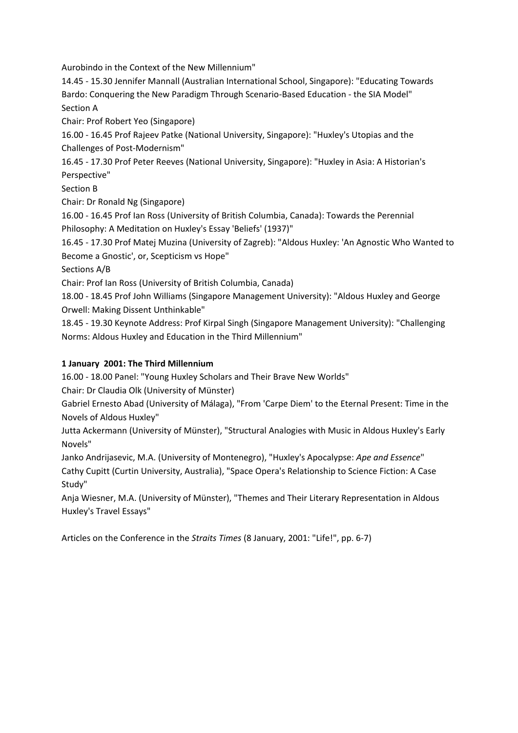Aurobindo in the Context of the New Millennium"

14.45 - 15.30 Jennifer Mannall (Australian International School, Singapore): "Educating Towards Bardo: Conquering the New Paradigm Through Scenario-Based Education - the SIA Model"

Section A

Chair: Prof Robert Yeo (Singapore)

16.00 - 16.45 Prof Rajeev Patke (National University, Singapore): "Huxley's Utopias and the Challenges of Post-Modernism"

16.45 - 17.30 Prof Peter Reeves (National University, Singapore): "Huxley in Asia: A Historian's Perspective"

Section B

Chair: Dr Ronald Ng (Singapore)

16.00 - 16.45 Prof Ian Ross (University of British Columbia, Canada): Towards the Perennial Philosophy: A Meditation on Huxley's Essay 'Beliefs' (1937)"

16.45 - 17.30 Prof Matej Muzina (University of Zagreb): "Aldous Huxley: 'An Agnostic Who Wanted to Become a Gnostic', or, Scepticism vs Hope"

Sections A/B

Chair: Prof Ian Ross (University of British Columbia, Canada)

18.00 - 18.45 Prof John Williams (Singapore Management University): "Aldous Huxley and George Orwell: Making Dissent Unthinkable"

18.45 - 19.30 Keynote Address: Prof Kirpal Singh (Singapore Management University): "Challenging Norms: Aldous Huxley and Education in the Third Millennium"

**1 January 2001: The Third Millennium**

16.00 - 18.00 Panel: "Young Huxley Scholars and Their Brave New Worlds"

Chair: Dr Claudia Olk (University of Münster)

Gabriel Ernesto Abad (University of Málaga), "From 'Carpe Diem' to the Eternal Present: Time in the Novels of Aldous Huxley"

Jutta Ackermann (University of Münster), "Structural Analogies with Music in Aldous Huxley's Early Novels"

Janko Andrijasevic, M.A. (University of Montenegro), "Huxley's Apocalypse: *Ape and Essence*"

Cathy Cupitt (Curtin University, Australia), "Space Opera's Relationship to Science Fiction: A Case Study"

Anja Wiesner, M.A. (University of Münster), "Themes and Their Literary Representation in Aldous Huxley's Travel Essays"

Articles on the Conference in the *Straits Times* (8 January, 2001: "Life!", pp. 6-7)